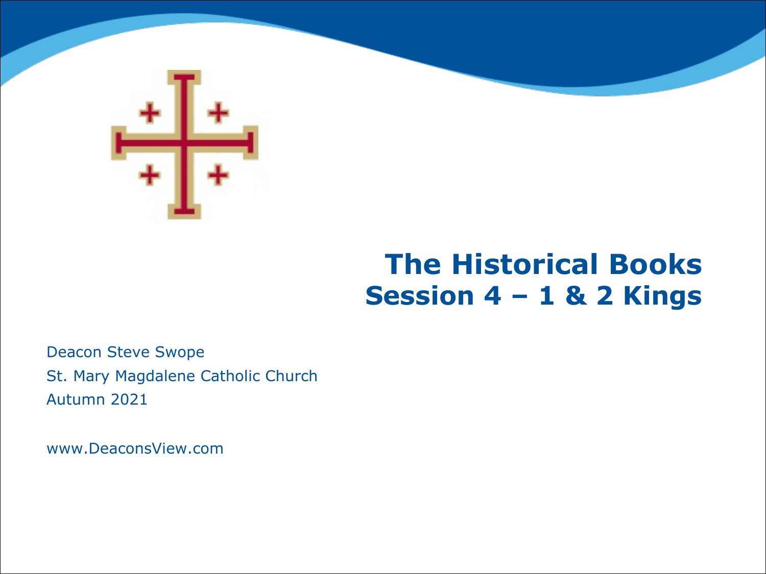# The Historical Books
## Session 4 – 1 & 2 Kings

Deacon Steve Swope
St. Mary Magdalene Catholic Church
Autumn 2021

www.DeaconsView.com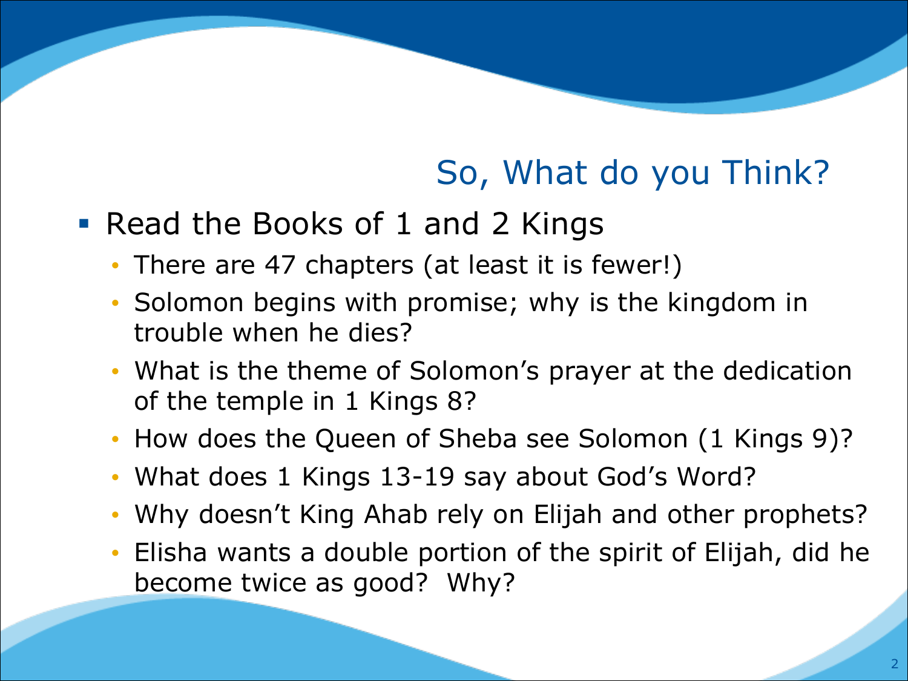## So, What do you Think?

- Read the Books of 1 and 2 Kings
  - There are 47 chapters (at least it is fewer!)
  - Solomon begins with promise; why is the kingdom in trouble when he dies?
  - What is the theme of Solomon's prayer at the dedication of the temple in 1 Kings 8?
  - How does the Queen of Sheba see Solomon (1 Kings 9)?
  - What does 1 Kings 13-19 say about God's Word?
  - Why doesn't King Ahab rely on Elijah and other prophets?
  - Elisha wants a double portion of the spirit of Elijah, did he become twice as good?  Why?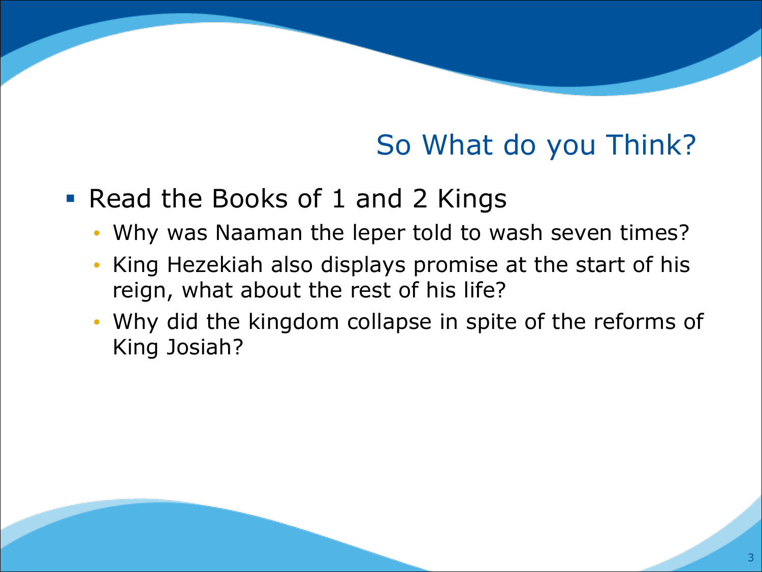## So What do you Think?

- Read the Books of 1 and 2 Kings
  - Why was Naaman the leper told to wash seven times?
  - King Hezekiah also displays promise at the start of his reign, what about the rest of his life?
  - Why did the kingdom collapse in spite of the reforms of King Josiah?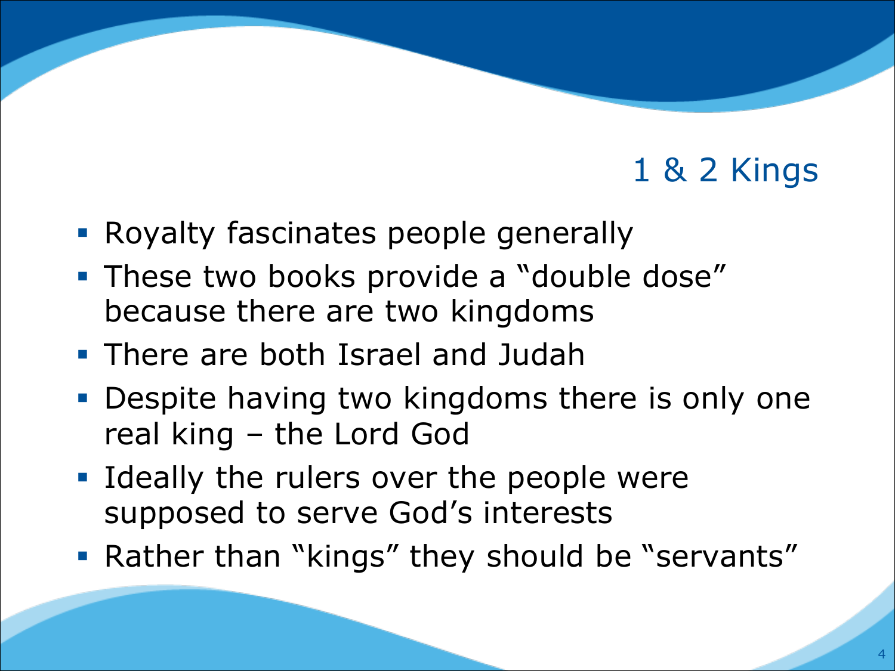# 1 & 2 Kings

- Royalty fascinates people generally
- These two books provide a “double dose” because there are two kingdoms
- There are both Israel and Judah
- Despite having two kingdoms there is only one real king – the Lord God
- Ideally the rulers over the people were supposed to serve God’s interests
- Rather than “kings” they should be “servants”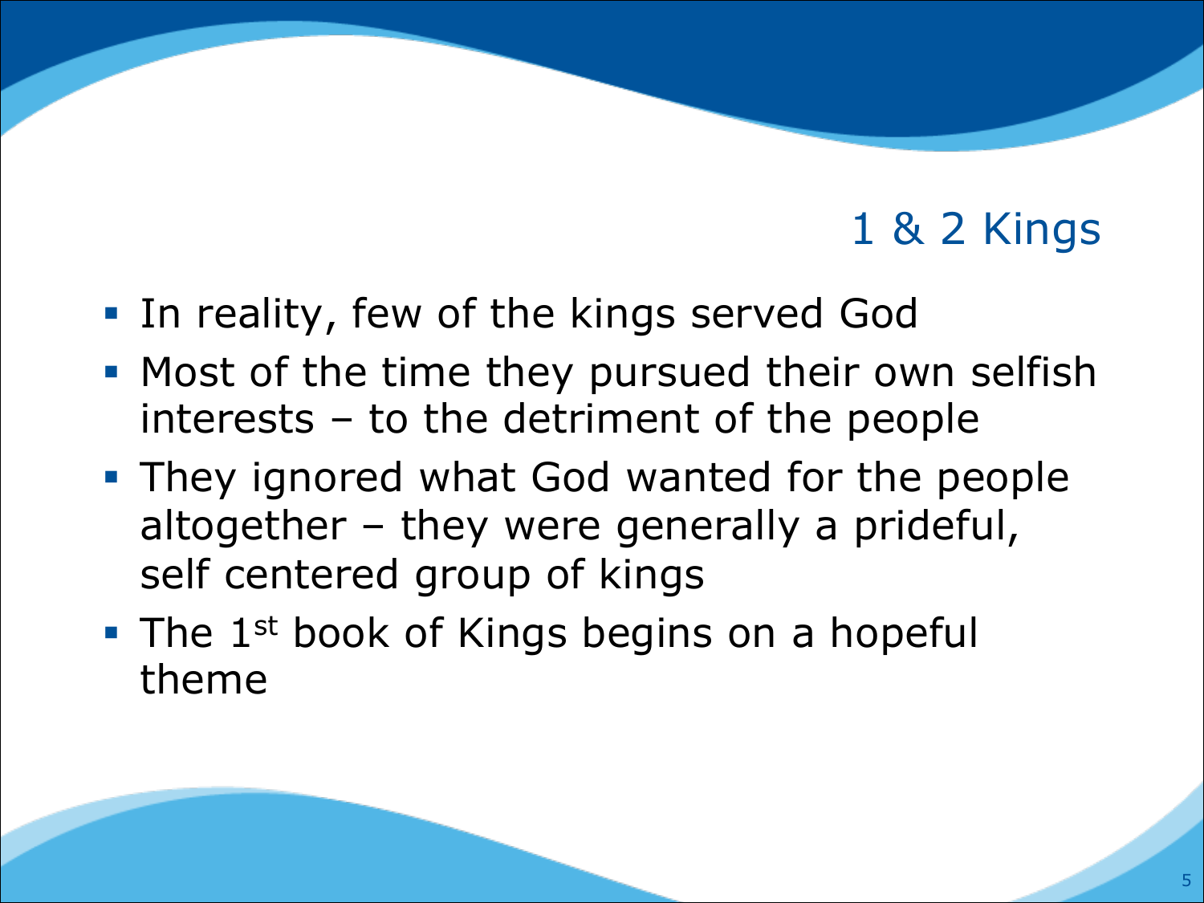## 1 & 2 Kings

- In reality, few of the kings served God
- Most of the time they pursued their own selfish interests – to the detriment of the people
- They ignored what God wanted for the people altogether – they were generally a prideful, self centered group of kings
- The 1st book of Kings begins on a hopeful theme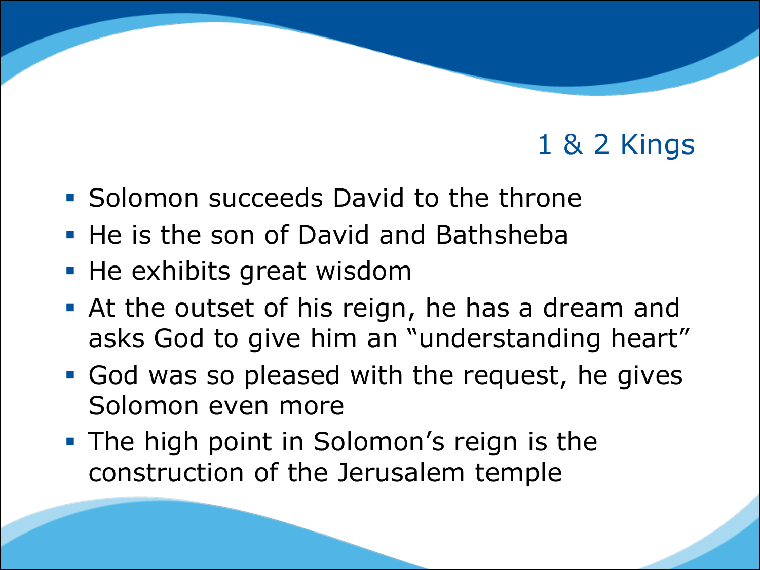# 1 & 2 Kings

- Solomon succeeds David to the throne
- He is the son of David and Bathsheba
- He exhibits great wisdom
- At the outset of his reign, he has a dream and asks God to give him an "understanding heart"
- God was so pleased with the request, he gives Solomon even more
- The high point in Solomon's reign is the construction of the Jerusalem temple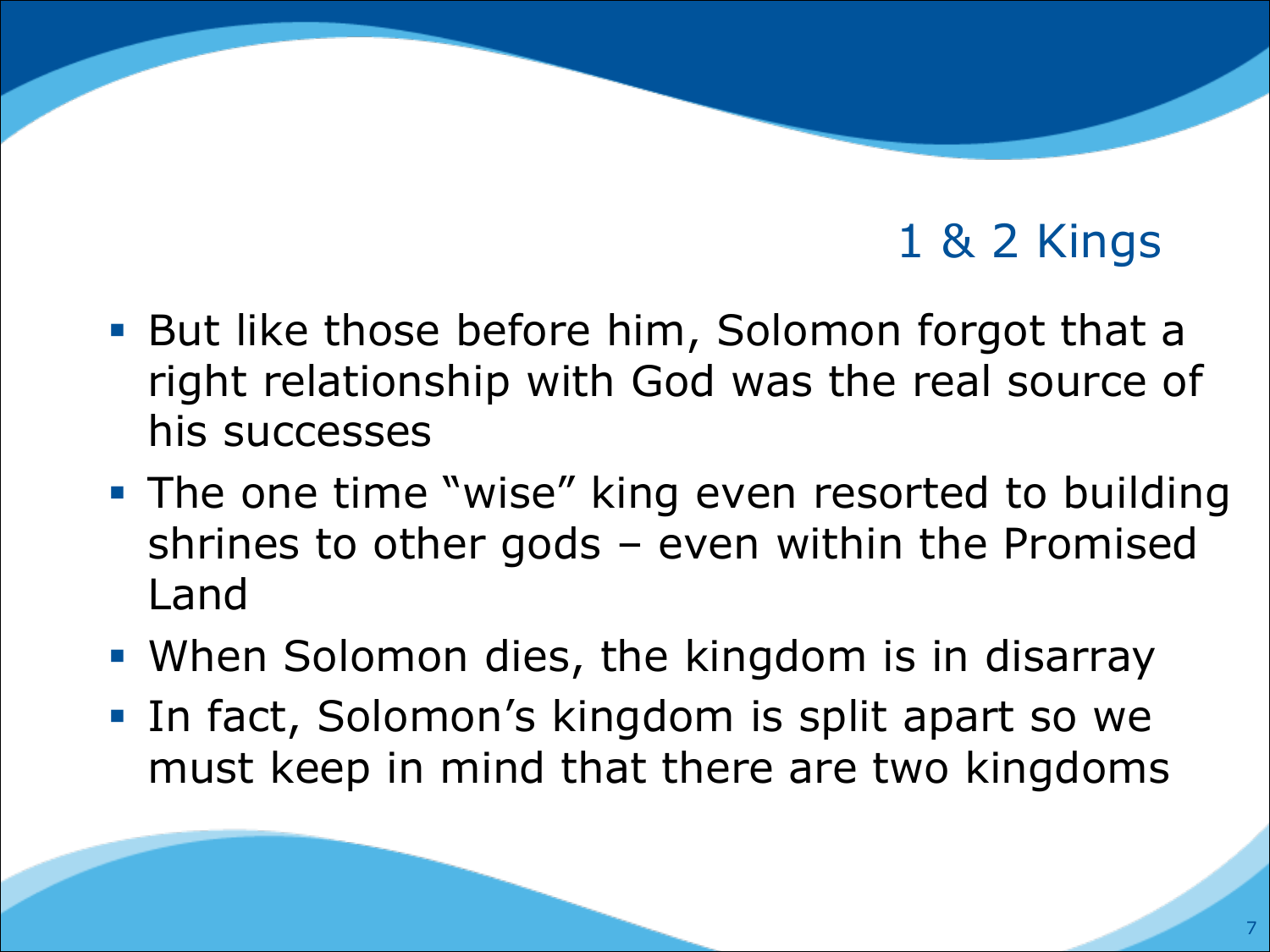## 1 & 2 Kings

- But like those before him, Solomon forgot that a right relationship with God was the real source of his successes
- The one time "wise" king even resorted to building shrines to other gods – even within the Promised Land
- When Solomon dies, the kingdom is in disarray
- In fact, Solomon's kingdom is split apart so we must keep in mind that there are two kingdoms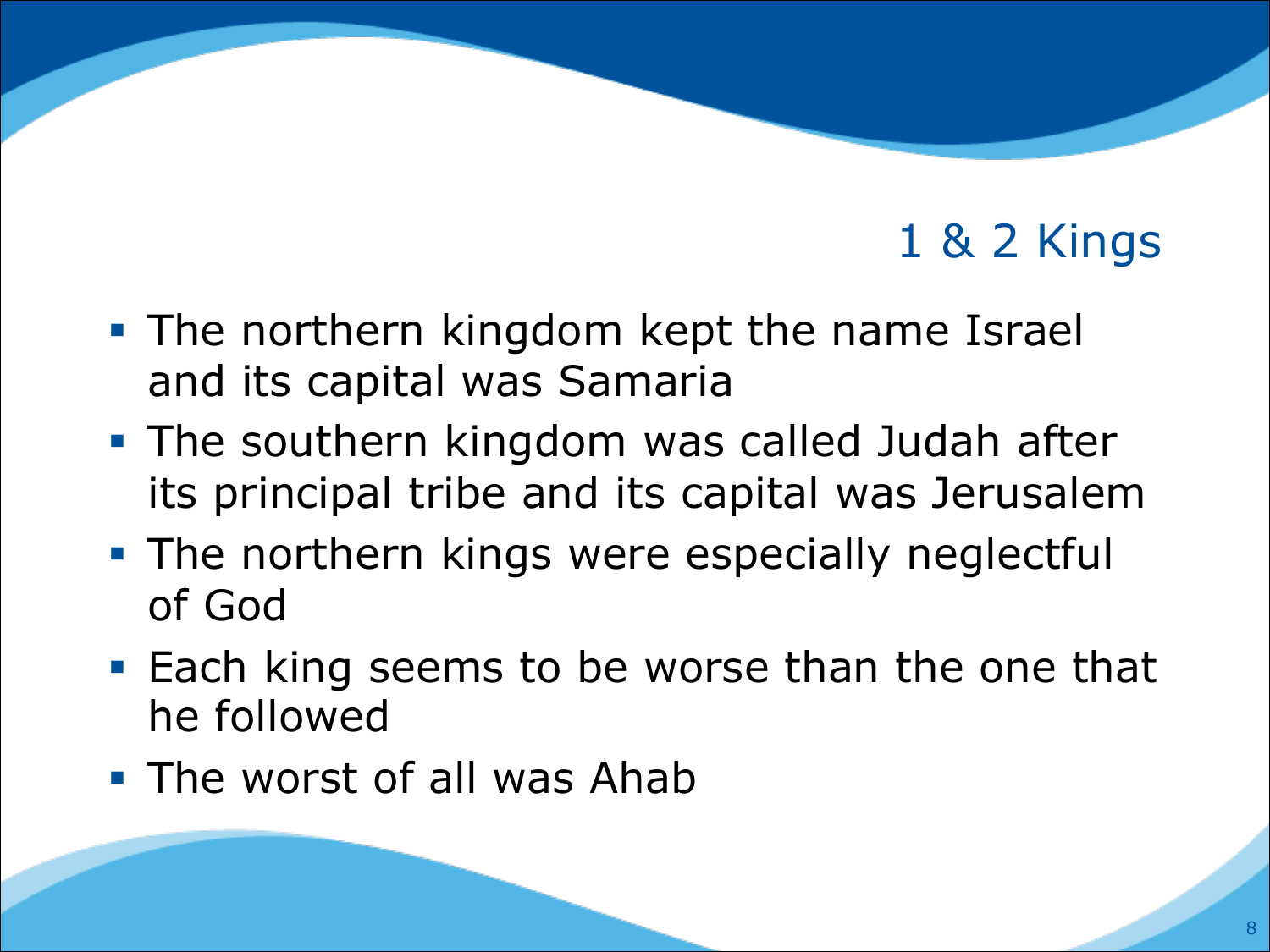# 1 & 2 Kings

- The northern kingdom kept the name Israel and its capital was Samaria
- The southern kingdom was called Judah after its principal tribe and its capital was Jerusalem
- The northern kings were especially neglectful of God
- Each king seems to be worse than the one that he followed
- The worst of all was Ahab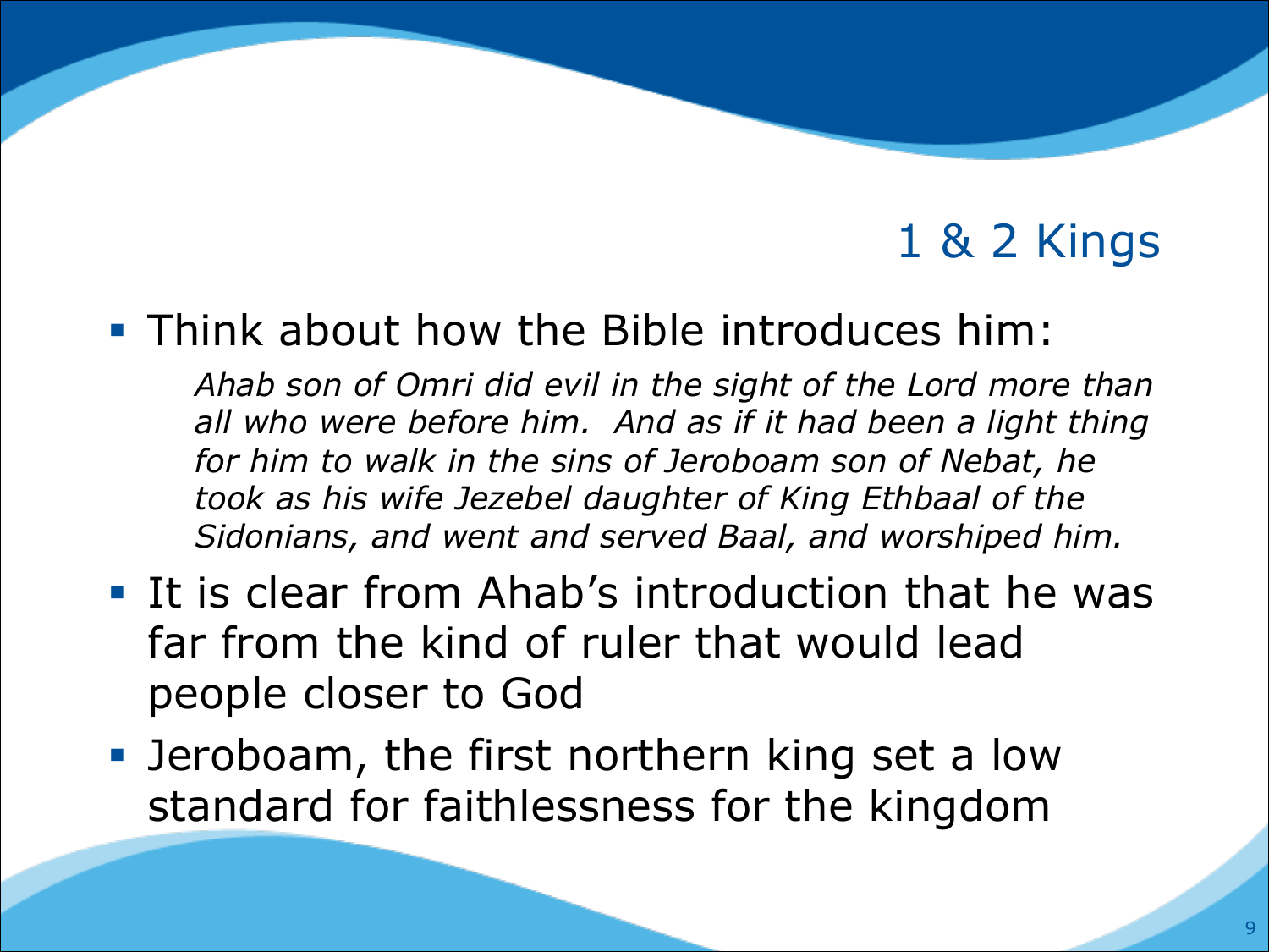# 1 & 2 Kings

- Think about how the Bible introduces him:

  *Ahab son of Omri did evil in the sight of the Lord more than all who were before him. And as if it had been a light thing for him to walk in the sins of Jeroboam son of Nebat, he took as his wife Jezebel daughter of King Ethbaal of the Sidonians, and went and served Baal, and worshiped him.*

- It is clear from Ahab's introduction that he was far from the kind of ruler that would lead people closer to God
- Jeroboam, the first northern king set a low standard for faithlessness for the kingdom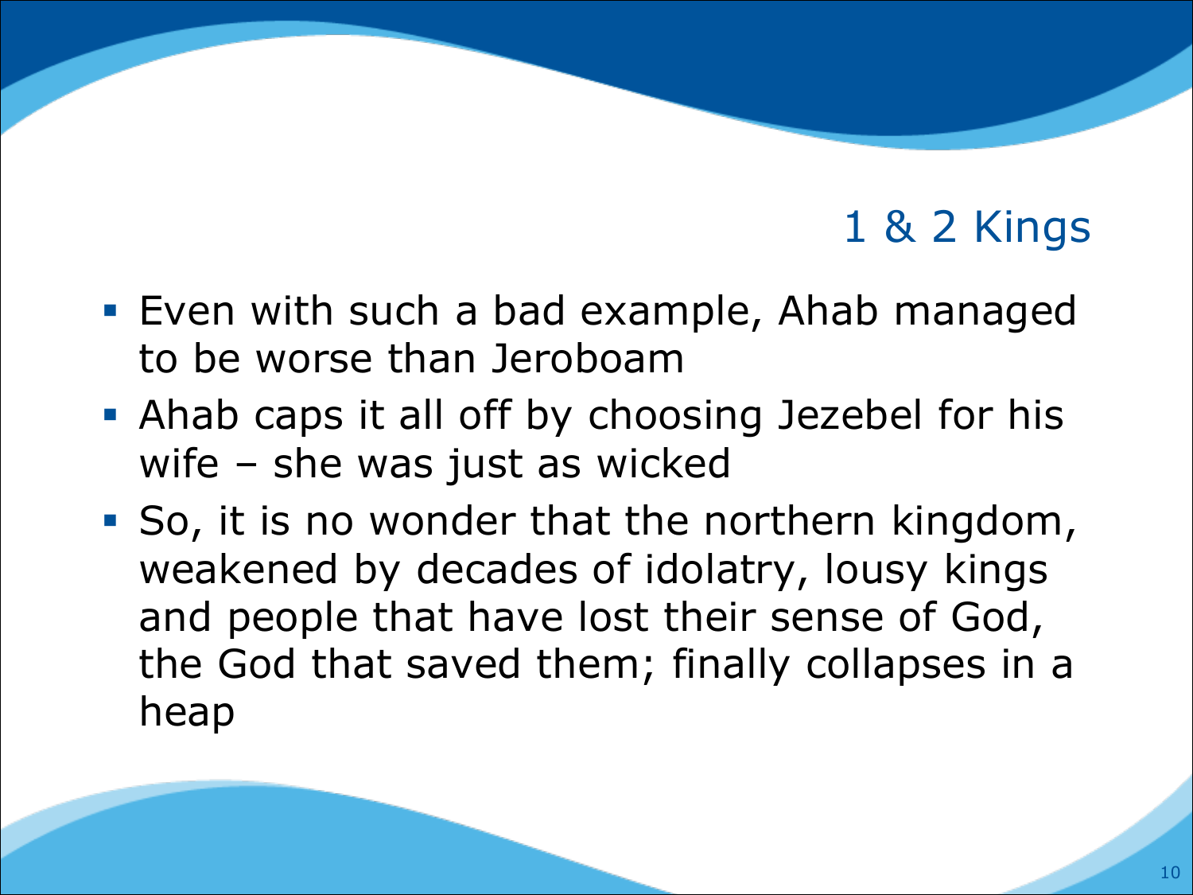## 1 & 2 Kings

- Even with such a bad example, Ahab managed to be worse than Jeroboam
- Ahab caps it all off by choosing Jezebel for his wife – she was just as wicked
- So, it is no wonder that the northern kingdom, weakened by decades of idolatry, lousy kings and people that have lost their sense of God, the God that saved them; finally collapses in a heap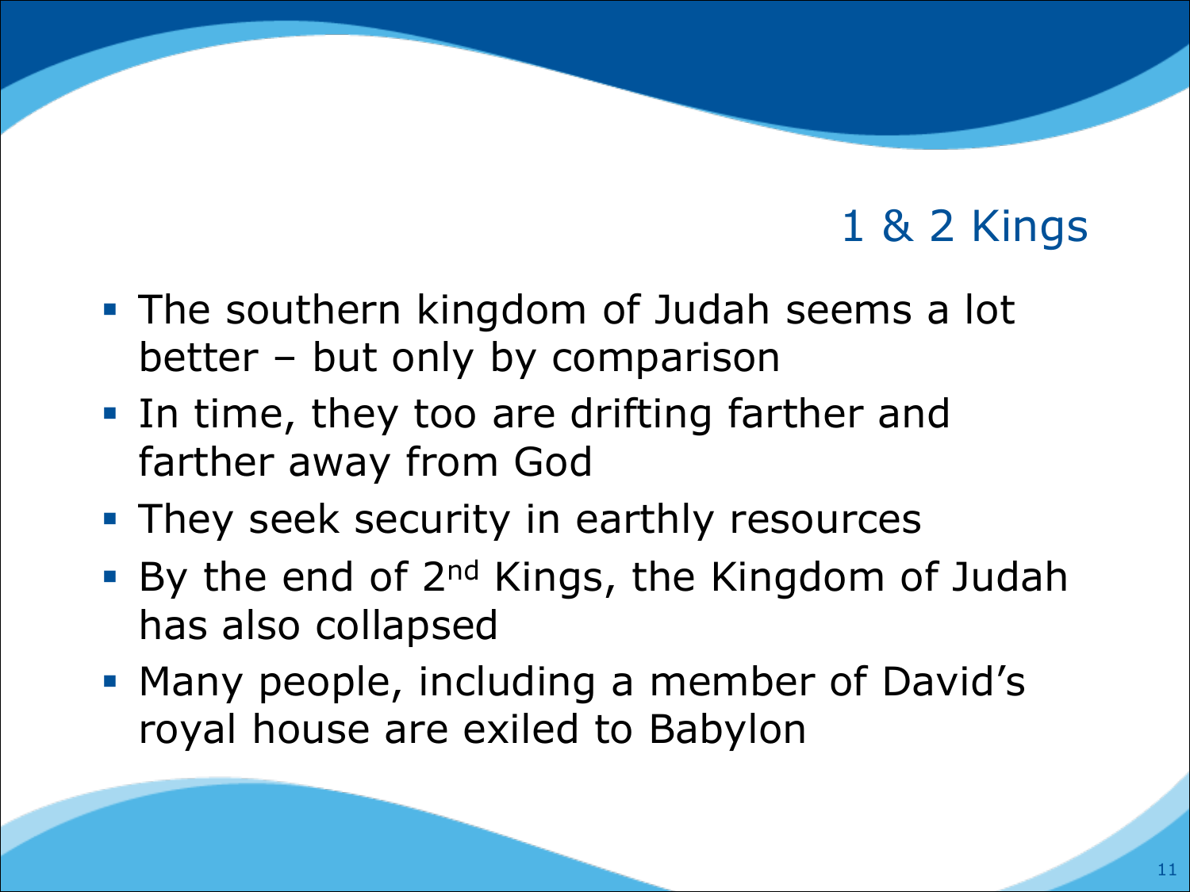## 1 & 2 Kings

- The southern kingdom of Judah seems a lot better – but only by comparison
- In time, they too are drifting farther and farther away from God
- They seek security in earthly resources
- By the end of 2nd Kings, the Kingdom of Judah has also collapsed
- Many people, including a member of David's royal house are exiled to Babylon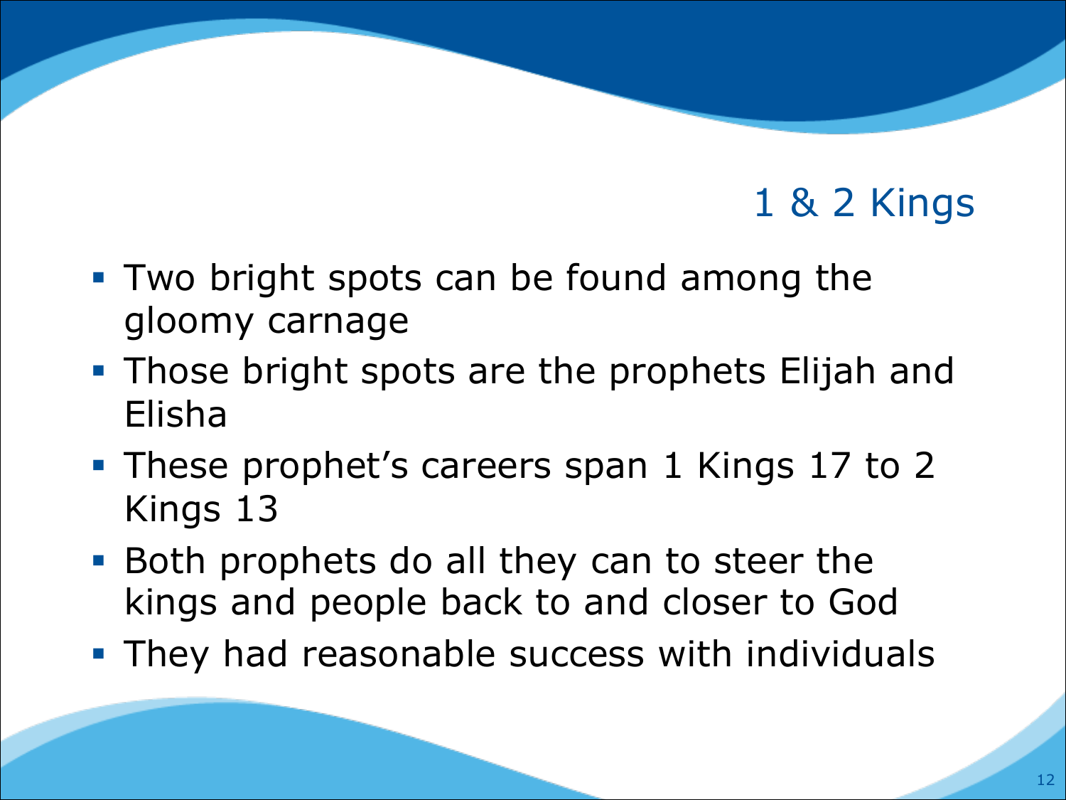# 1 & 2 Kings

- Two bright spots can be found among the gloomy carnage
- Those bright spots are the prophets Elijah and Elisha
- These prophet's careers span 1 Kings 17 to 2 Kings 13
- Both prophets do all they can to steer the kings and people back to and closer to God
- They had reasonable success with individuals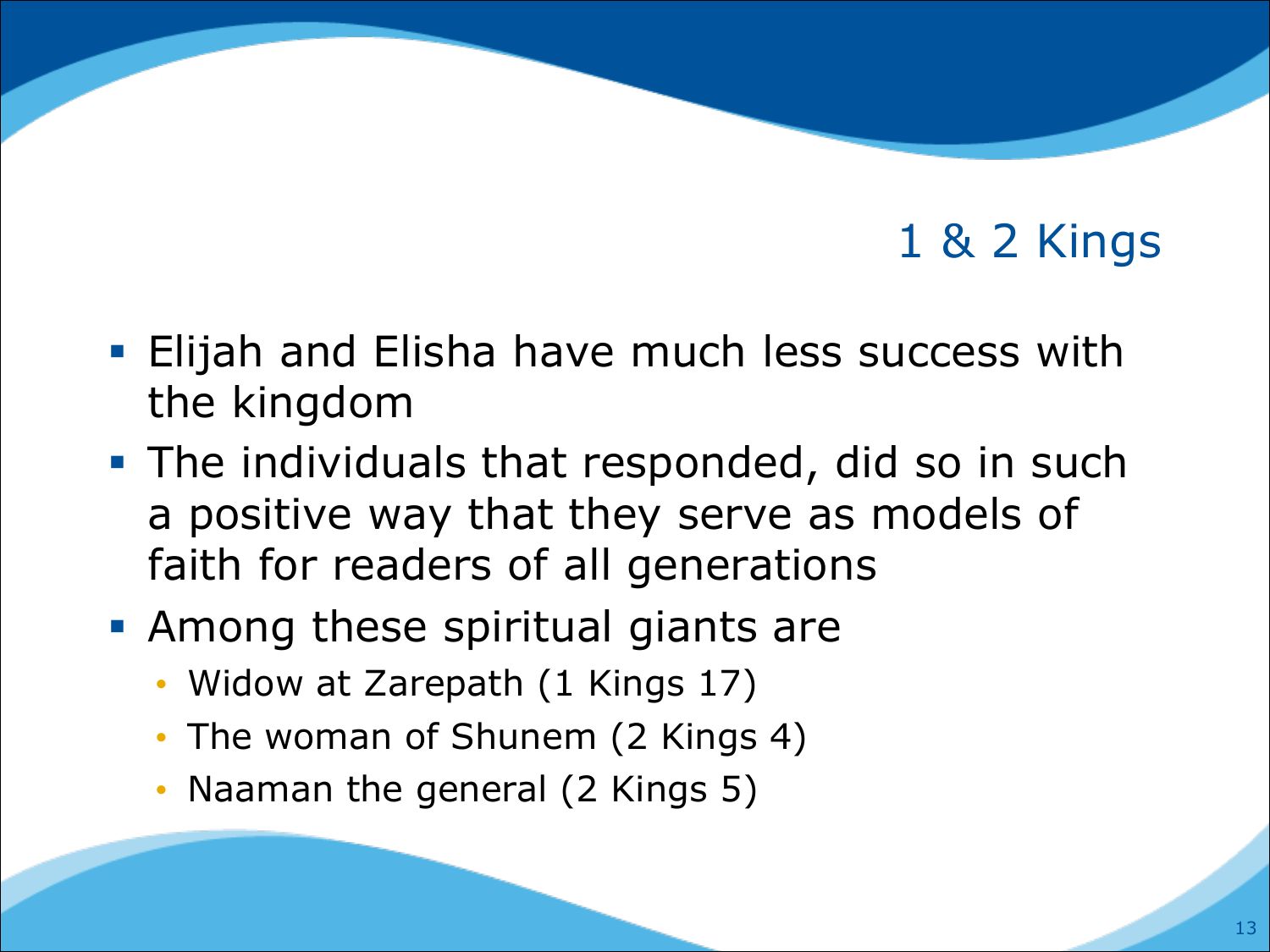# 1 & 2 Kings

- Elijah and Elisha have much less success with the kingdom
- The individuals that responded, did so in such a positive way that they serve as models of faith for readers of all generations
- Among these spiritual giants are
  - Widow at Zarepath (1 Kings 17)
  - The woman of Shunem (2 Kings 4)
  - Naaman the general (2 Kings 5)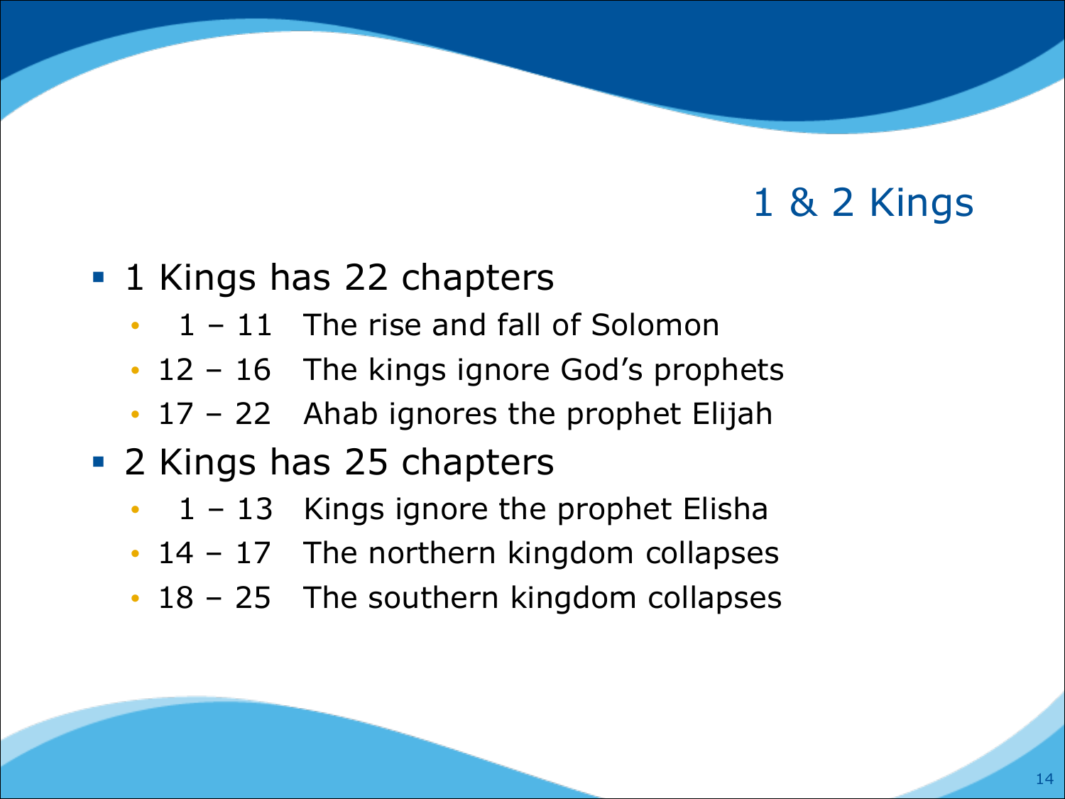# 1 & 2 Kings

- 1 Kings has 22 chapters
  - 1 – 11 The rise and fall of Solomon
  - 12 – 16 The kings ignore God's prophets
  - 17 – 22 Ahab ignores the prophet Elijah
- 2 Kings has 25 chapters
  - 1 – 13 Kings ignore the prophet Elisha
  - 14 – 17 The northern kingdom collapses
  - 18 – 25 The southern kingdom collapses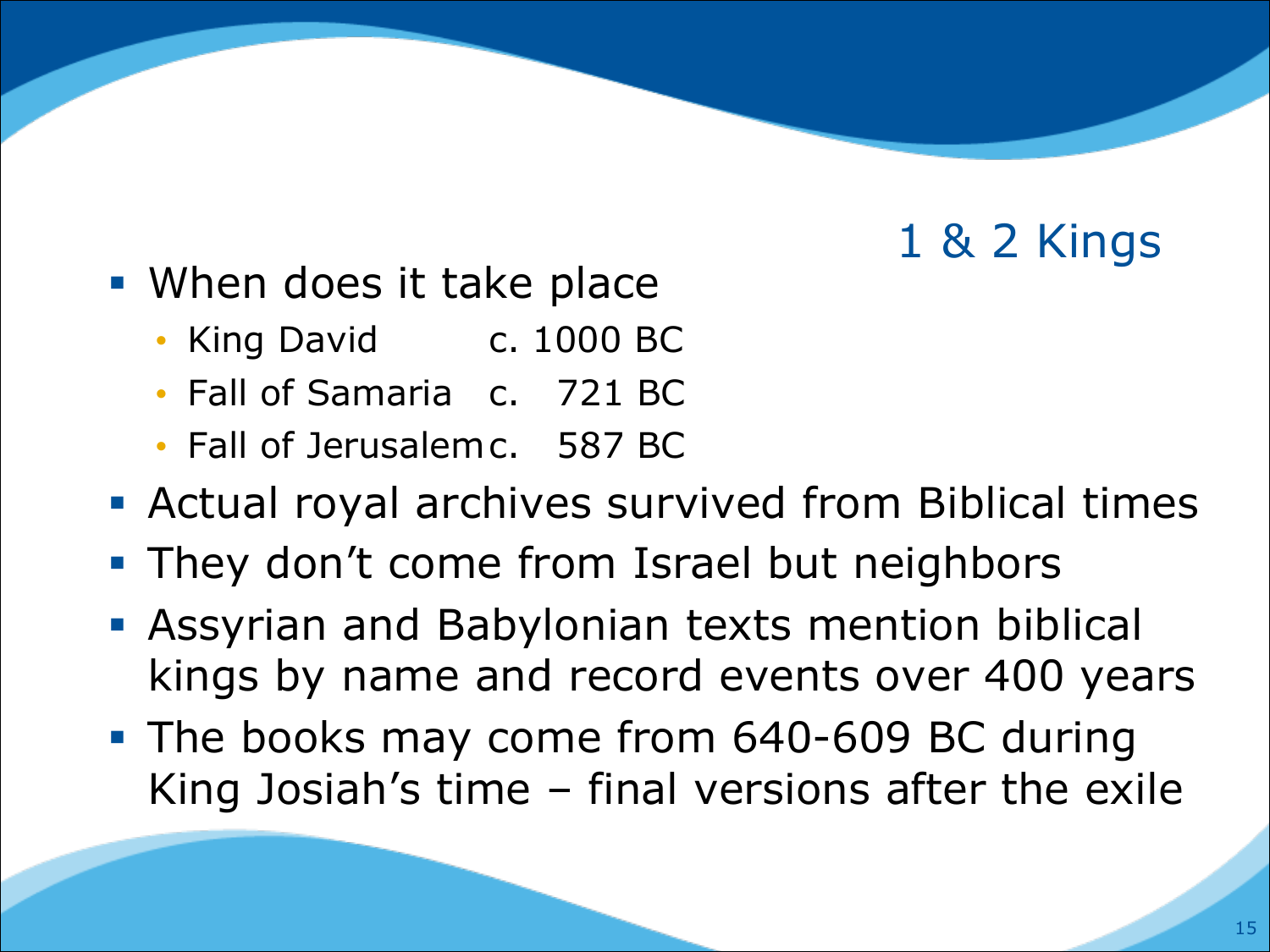## 1 & 2 Kings

- When does it take place
  - King David c. 1000 BC
  - Fall of Samaria c. 721 BC
  - Fall of Jerusalem c. 587 BC
- Actual royal archives survived from Biblical times
- They don't come from Israel but neighbors
- Assyrian and Babylonian texts mention biblical kings by name and record events over 400 years
- The books may come from 640-609 BC during King Josiah's time – final versions after the exile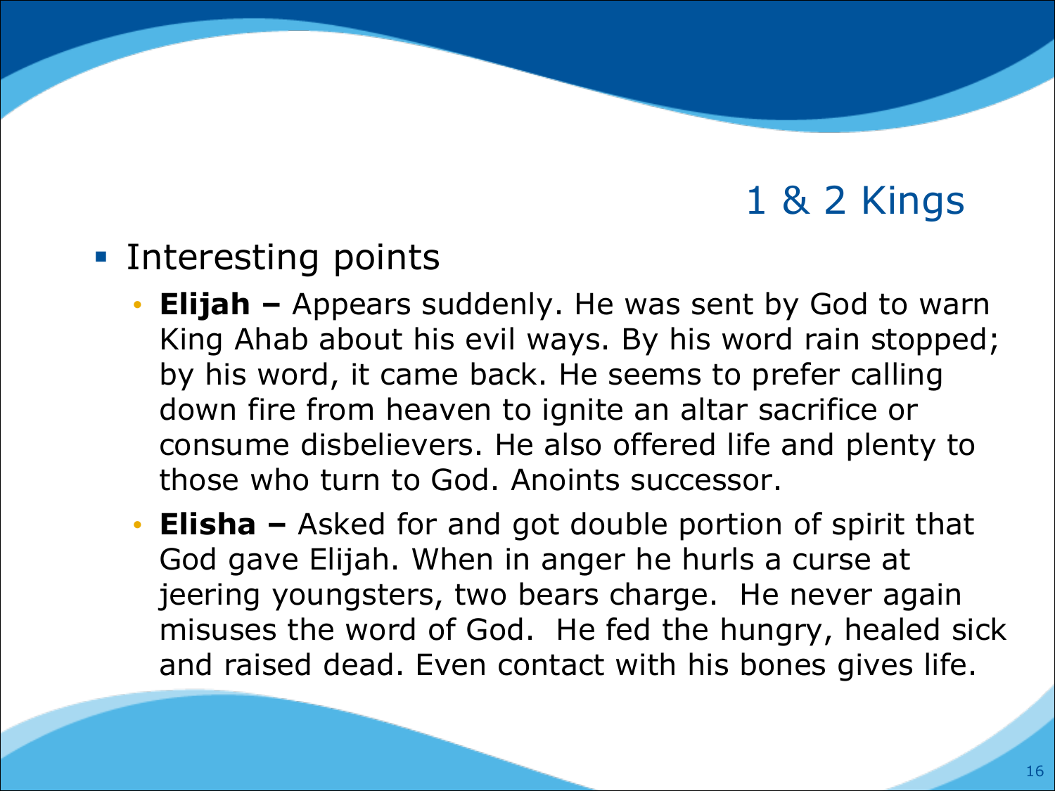# 1 & 2 Kings

- Interesting points
  - **Elijah –** Appears suddenly. He was sent by God to warn King Ahab about his evil ways. By his word rain stopped; by his word, it came back. He seems to prefer calling down fire from heaven to ignite an altar sacrifice or consume disbelievers. He also offered life and plenty to those who turn to God. Anoints successor.
  - **Elisha –** Asked for and got double portion of spirit that God gave Elijah. When in anger he hurls a curse at jeering youngsters, two bears charge. He never again misuses the word of God. He fed the hungry, healed sick and raised dead. Even contact with his bones gives life.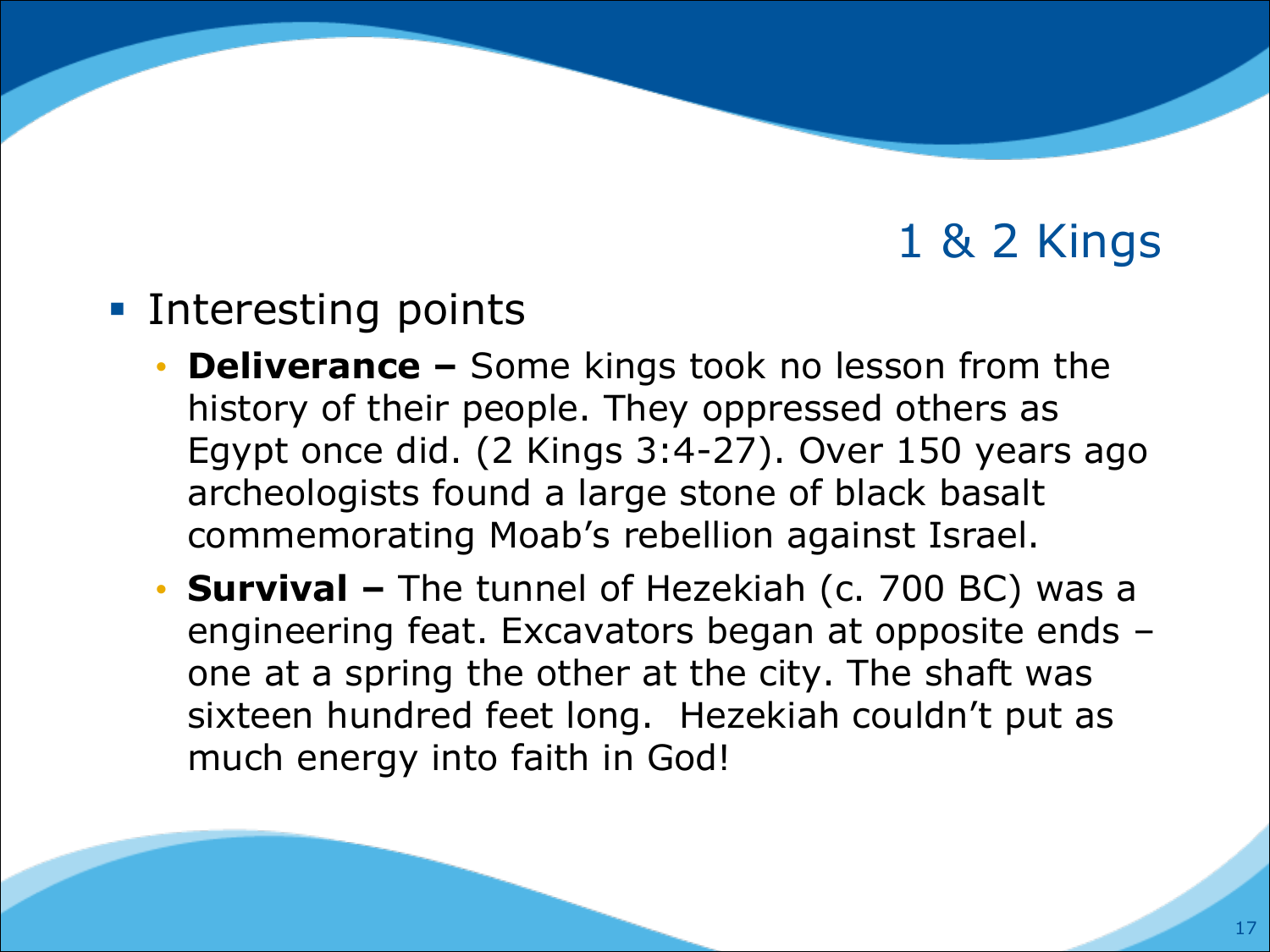# 1 & 2 Kings

- Interesting points
  - **Deliverance –** Some kings took no lesson from the history of their people. They oppressed others as Egypt once did. (2 Kings 3:4-27). Over 150 years ago archeologists found a large stone of black basalt commemorating Moab's rebellion against Israel.
  - **Survival –** The tunnel of Hezekiah (c. 700 BC) was a engineering feat. Excavators began at opposite ends – one at a spring the other at the city. The shaft was sixteen hundred feet long. Hezekiah couldn't put as much energy into faith in God!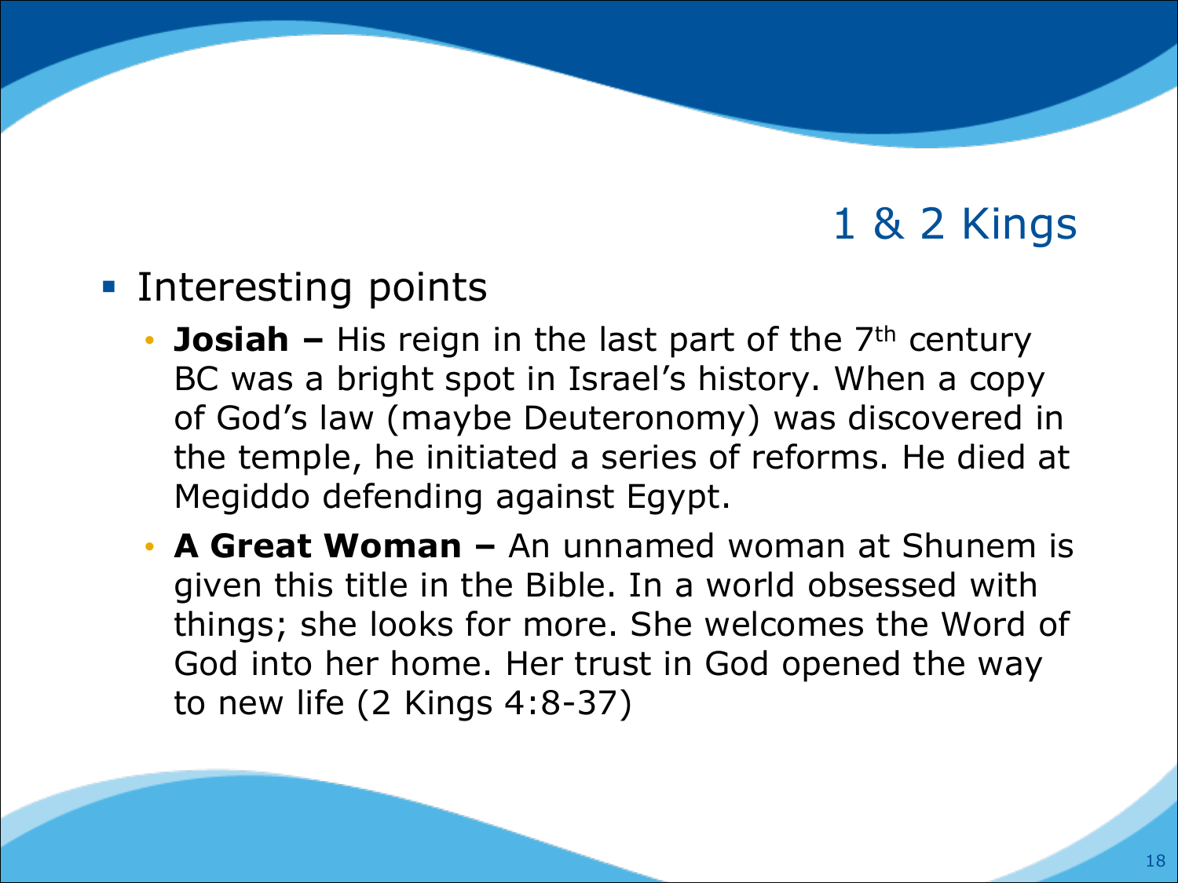# 1 & 2 Kings

- Interesting points
  - **Josiah –** His reign in the last part of the 7th century BC was a bright spot in Israel's history. When a copy of God's law (maybe Deuteronomy) was discovered in the temple, he initiated a series of reforms. He died at Megiddo defending against Egypt.
  - **A Great Woman –** An unnamed woman at Shunem is given this title in the Bible. In a world obsessed with things; she looks for more. She welcomes the Word of God into her home. Her trust in God opened the way to new life (2 Kings 4:8-37)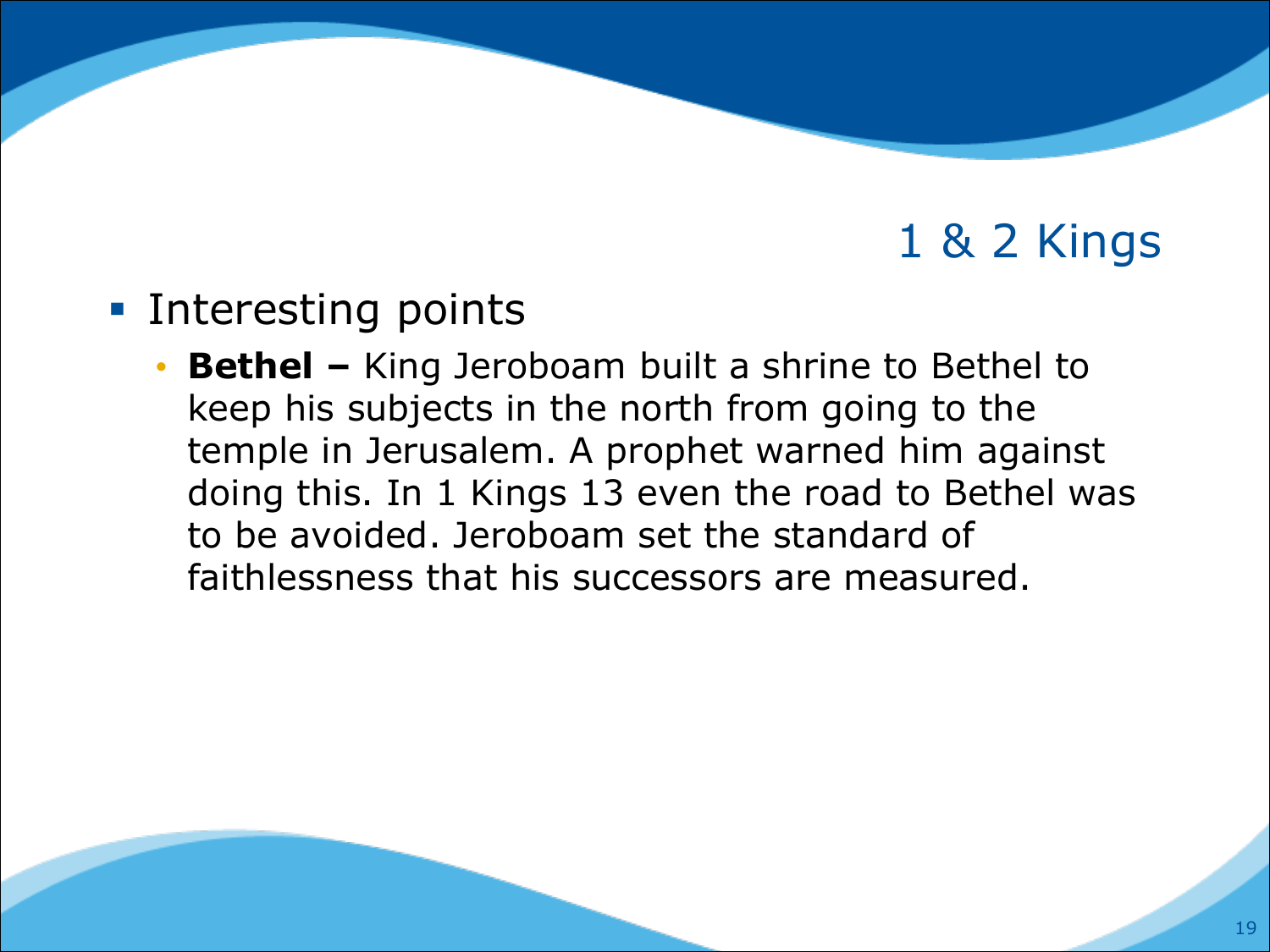# 1 & 2 Kings

- Interesting points
  - **Bethel –** King Jeroboam built a shrine to Bethel to keep his subjects in the north from going to the temple in Jerusalem. A prophet warned him against doing this. In 1 Kings 13 even the road to Bethel was to be avoided. Jeroboam set the standard of faithlessness that his successors are measured.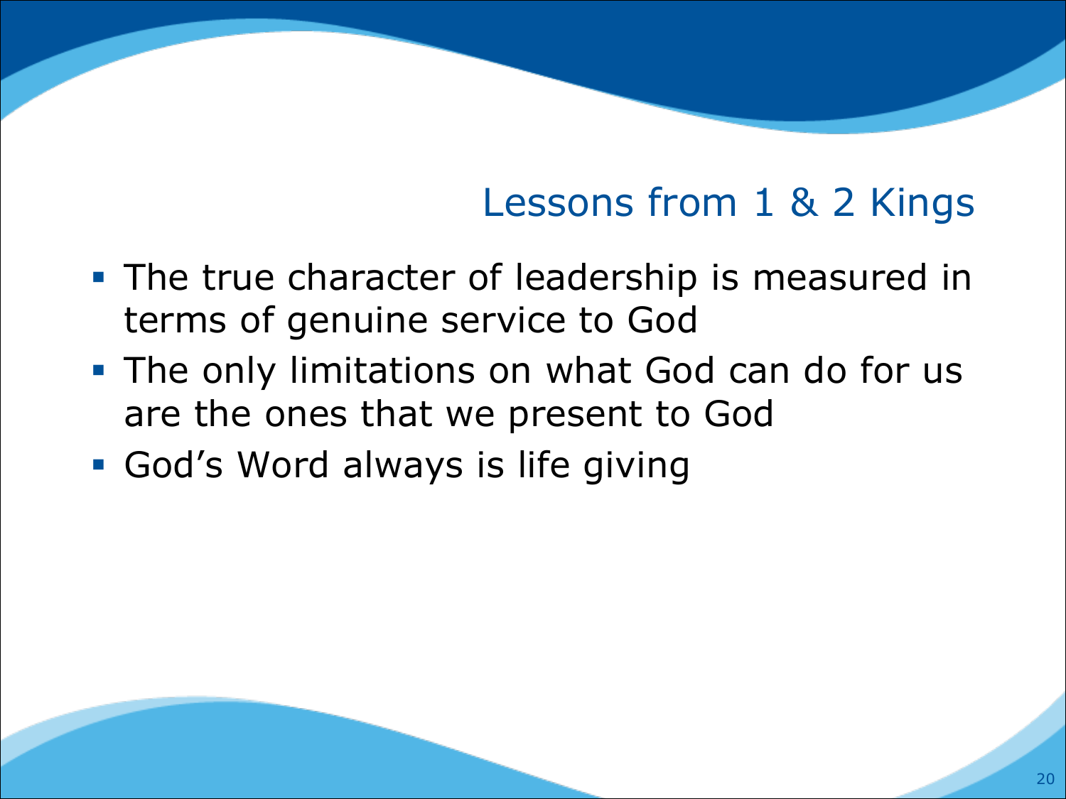## Lessons from 1 & 2 Kings

- The true character of leadership is measured in terms of genuine service to God
- The only limitations on what God can do for us are the ones that we present to God
- God’s Word always is life giving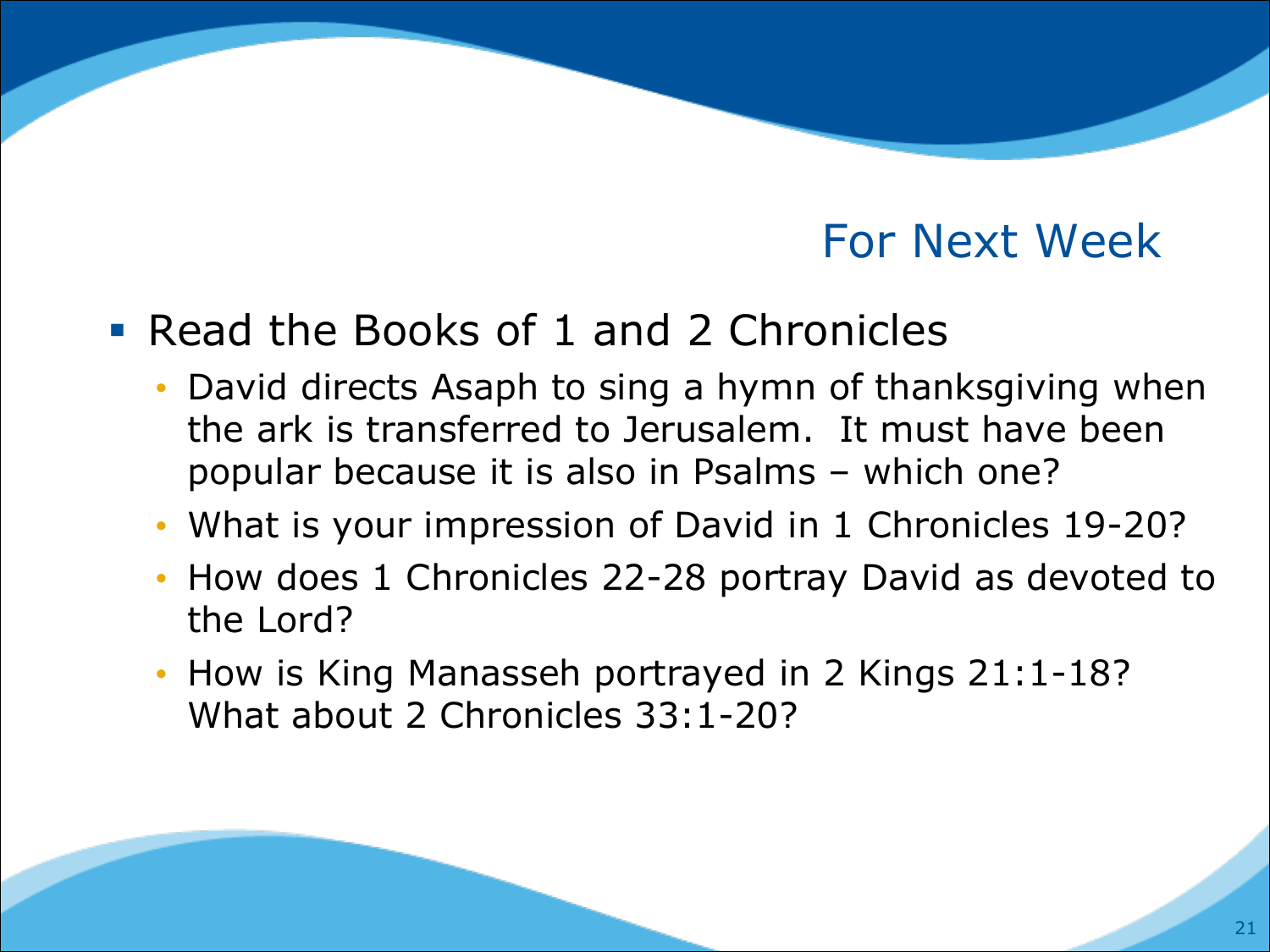## For Next Week

- Read the Books of 1 and 2 Chronicles
  - David directs Asaph to sing a hymn of thanksgiving when the ark is transferred to Jerusalem.  It must have been popular because it is also in Psalms – which one?
  - What is your impression of David in 1 Chronicles 19-20?
  - How does 1 Chronicles 22-28 portray David as devoted to the Lord?
  - How is King Manasseh portrayed in 2 Kings 21:1-18? What about 2 Chronicles 33:1-20?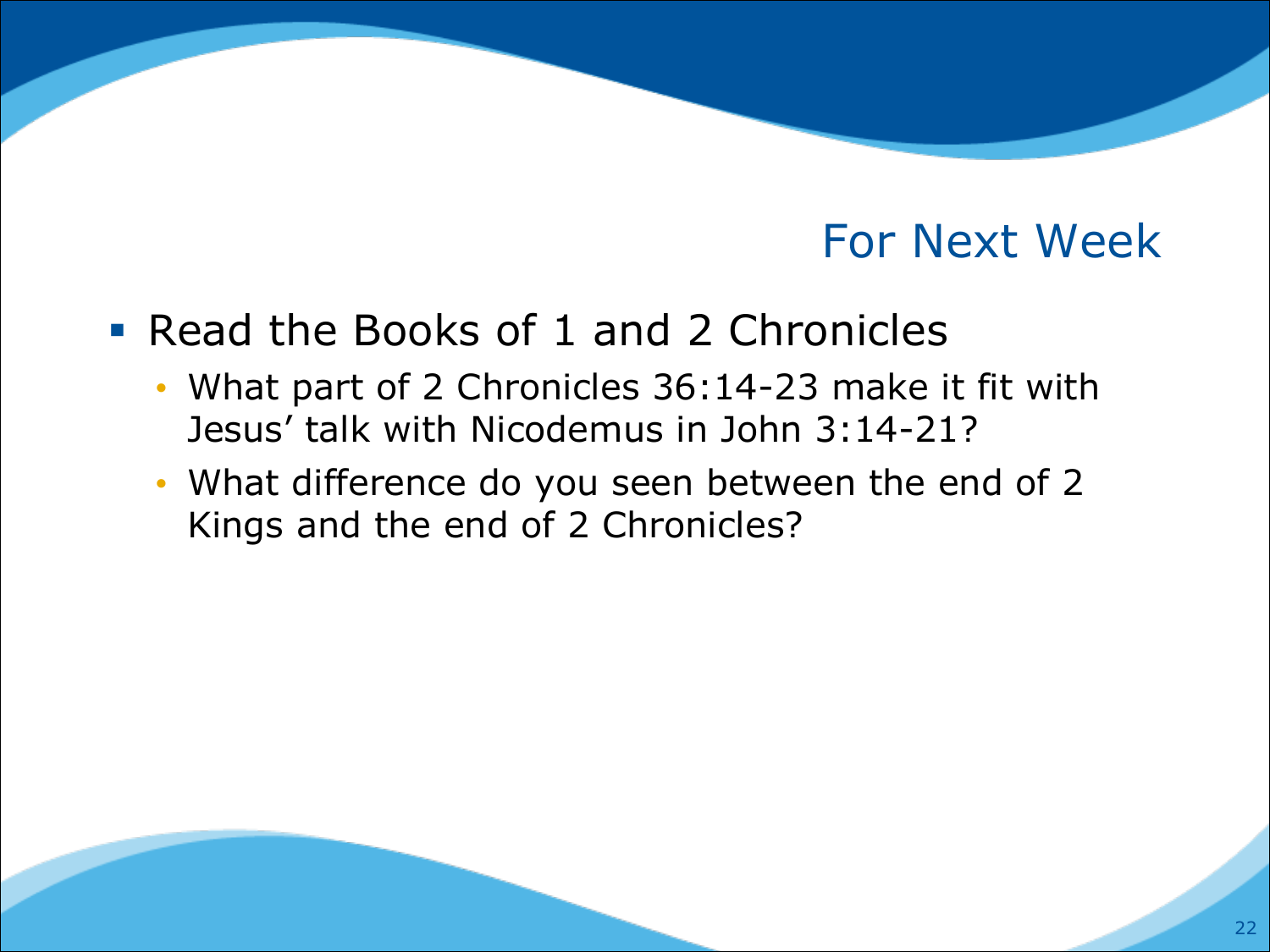## For Next Week

- Read the Books of 1 and 2 Chronicles
  - What part of 2 Chronicles 36:14-23 make it fit with Jesus' talk with Nicodemus in John 3:14-21?
  - What difference do you seen between the end of 2 Kings and the end of 2 Chronicles?